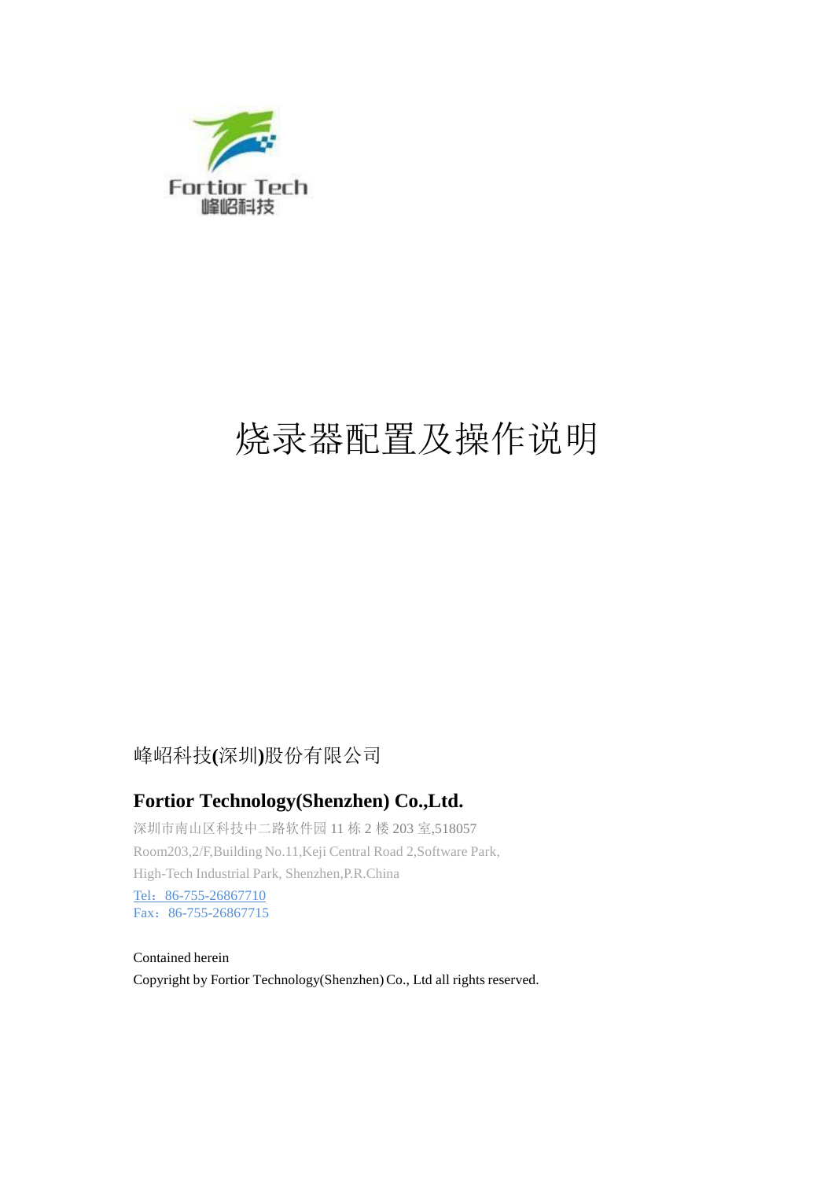Fortior Tech
峰岹科技

# 烧录器配置及操作说明

峰岹科技(深圳)股份有限公司

**Fortior Technology(Shenzhen) Co.,Ltd.**

深圳市南山区科技中二路软件园 11 栋 2 楼 203 室,518057
Room203,2/F,Building No.11,Keji Central Road 2,Software Park,
High-Tech Industrial Park, Shenzhen,P.R.China
Tel：86-755-26867710
Fax：86-755-26867715

Contained herein
Copyright by Fortior Technology(Shenzhen) Co., Ltd all rights reserved.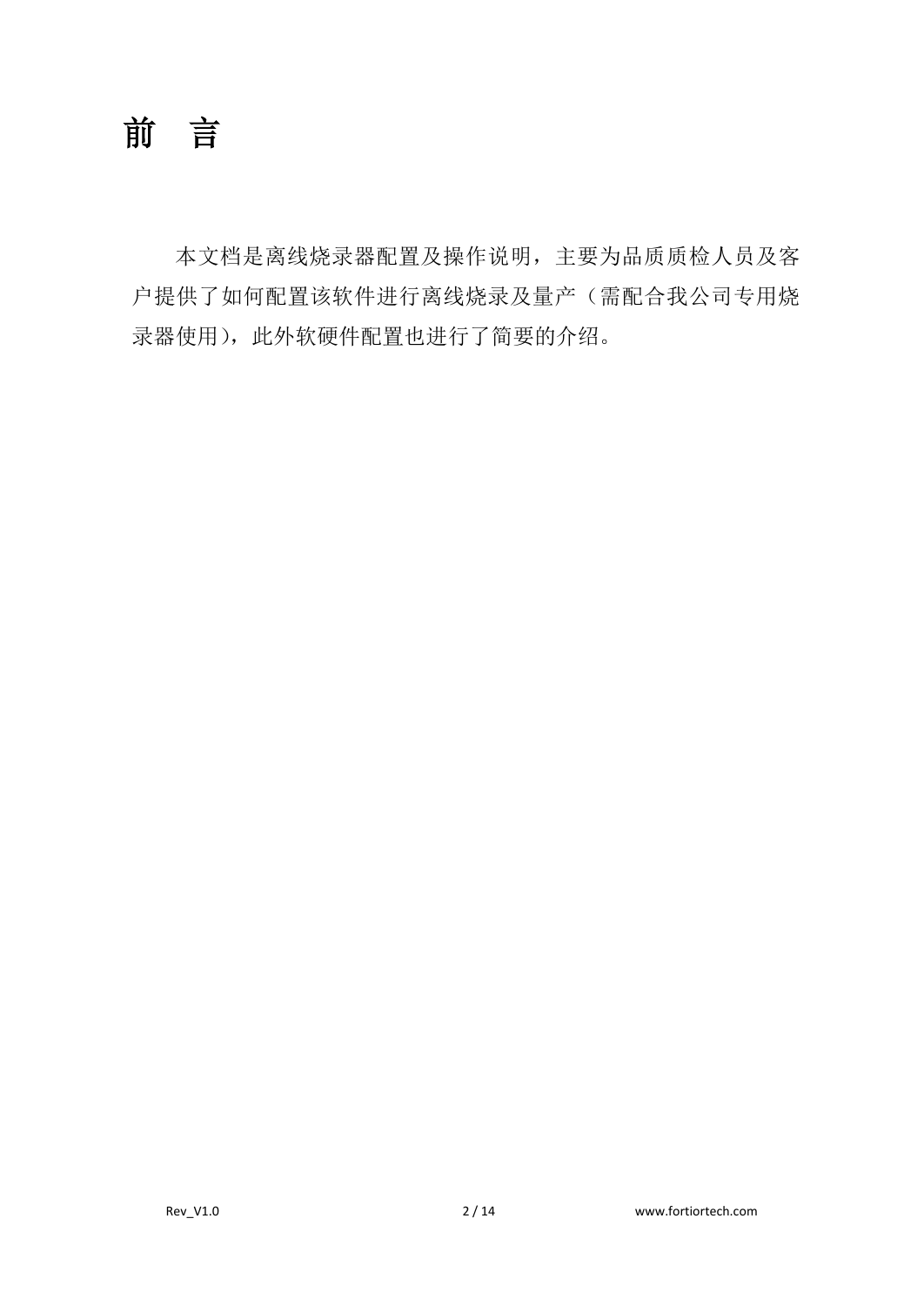# 前 言

本文档是离线烧录器配置及操作说明，主要为品质质检人员及客户提供了如何配置该软件进行离线烧录及量产（需配合我公司专用烧录器使用)，此外软硬件配置也进行了简要的介绍。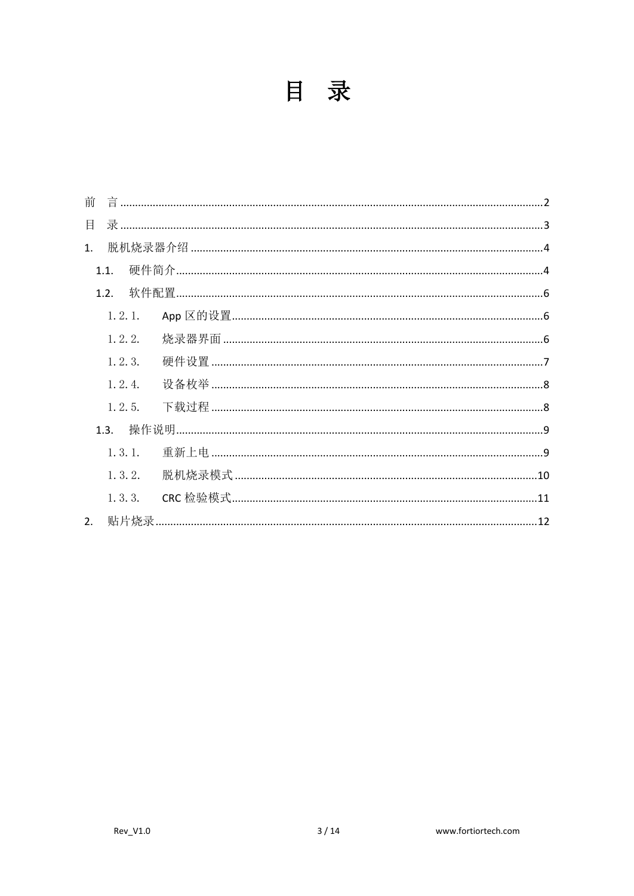# 目 录

前　言 ........................................................................................................................................2

目　录 ........................................................................................................................................3

1.　脱机烧录器介绍 ......................................................................................................................4

　1.1.　硬件简介 ..........................................................................................................................4

　1.2.　软件配置 ..........................................................................................................................6

　　1.2.1.　App 区的设置 ...............................................................................................................6

　　1.2.2.　烧录器界面 ..................................................................................................................6

　　1.2.3.　硬件设置 .....................................................................................................................7

　　1.2.4.　设备枚举 .....................................................................................................................8

　　1.2.5.　下载过程 .....................................................................................................................8

　1.3.　操作说明 ..........................................................................................................................9

　　1.3.1.　重新上电 .....................................................................................................................9

　　1.3.2.　脱机烧录模式 ..............................................................................................................10

　　1.3.3.　CRC 检验模式 ..............................................................................................................11

2.　贴片烧录 ..............................................................................................................................12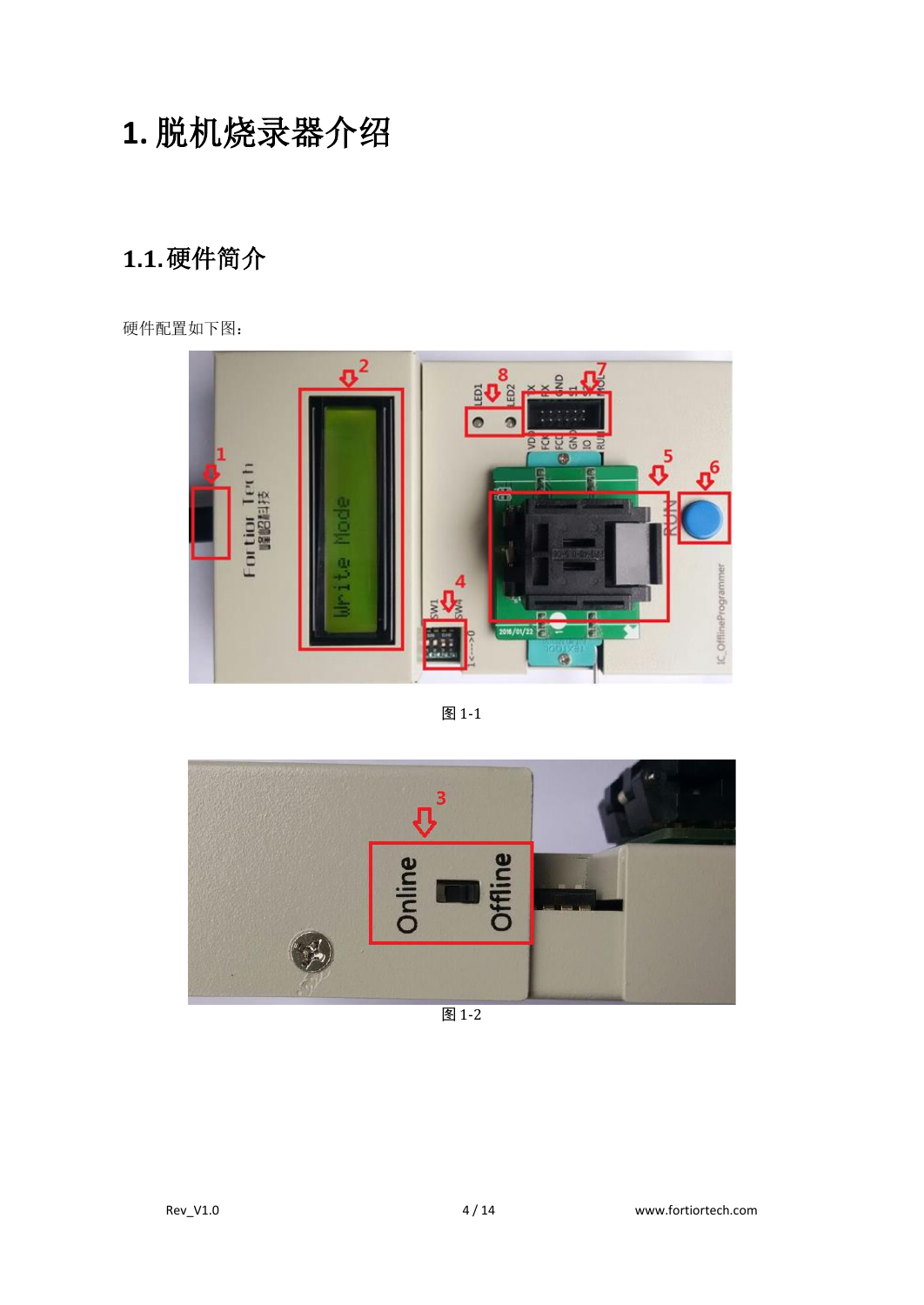# 1. 脱机烧录器介绍

## 1.1. 硬件简介

硬件配置如下图：

图 1-1

图 1-2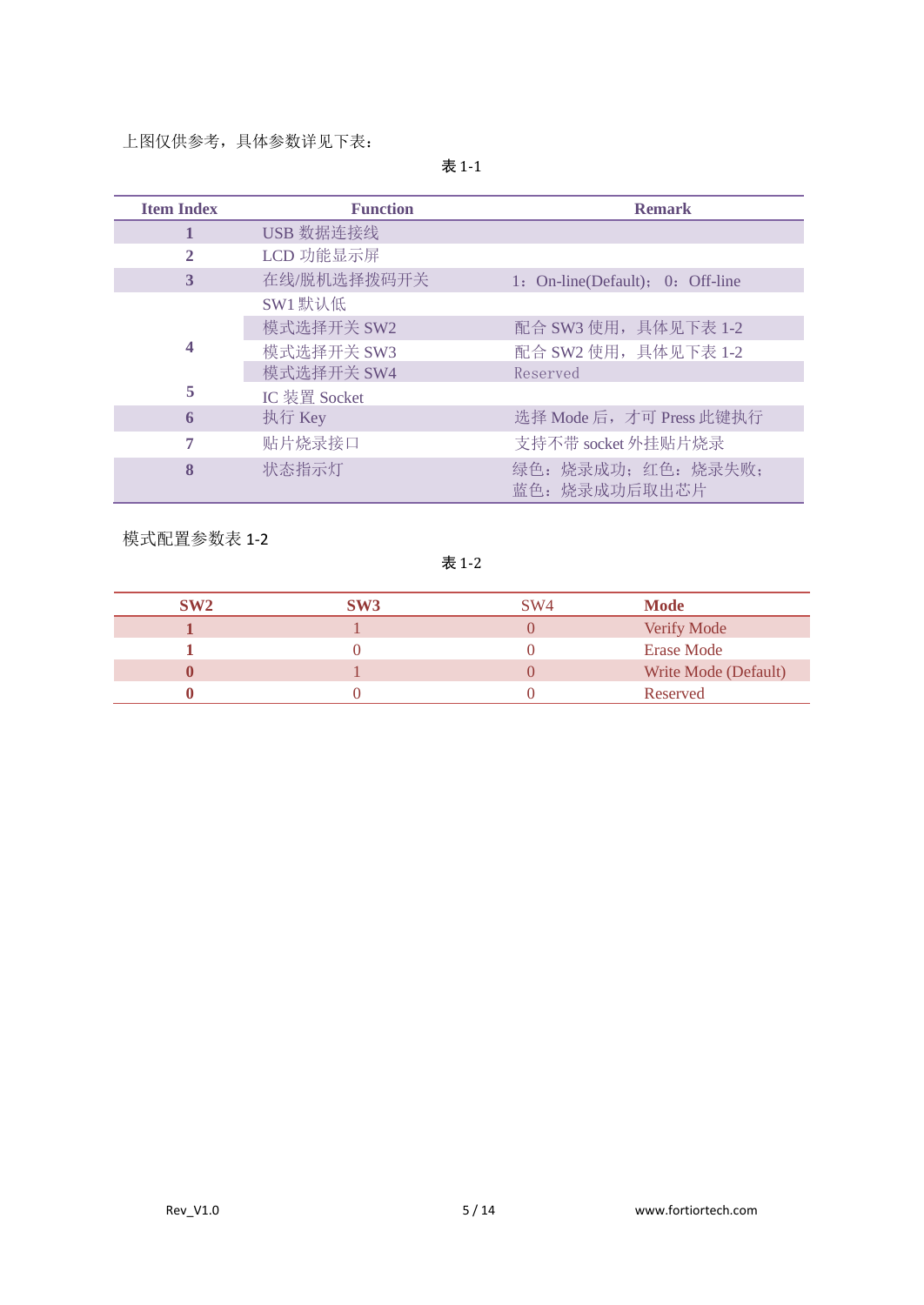上图仅供参考，具体参数详见下表：

表 1-1

| Item Index | Function | Remark |
| --- | --- | --- |
| 1 | USB 数据连接线 | |
| 2 | LCD 功能显示屏 | |
| 3 | 在线/脱机选择拨码开关 | 1：On-line(Default)；0：Off-line |
| 4 | SW1 默认低 | |
| | 模式选择开关 SW2 | 配合 SW3 使用，具体见下表 1-2 |
| | 模式选择开关 SW3 | 配合 SW2 使用，具体见下表 1-2 |
| | 模式选择开关 SW4 | Reserved |
| 5 | IC 装置 Socket | |
| 6 | 执行 Key | 选择 Mode 后，才可 Press 此键执行 |
| 7 | 贴片烧录接口 | 支持不带 socket 外挂贴片烧录 |
| 8 | 状态指示灯 | 绿色：烧录成功；红色：烧录失败；蓝色：烧录成功后取出芯片 |

模式配置参数表 1-2

表 1-2

| SW2 | SW3 | SW4 | Mode |
| --- | --- | --- | --- |
| 1 | 1 | 0 | Verify Mode |
| 1 | 0 | 0 | Erase Mode |
| 0 | 1 | 0 | Write Mode (Default) |
| 0 | 0 | 0 | Reserved |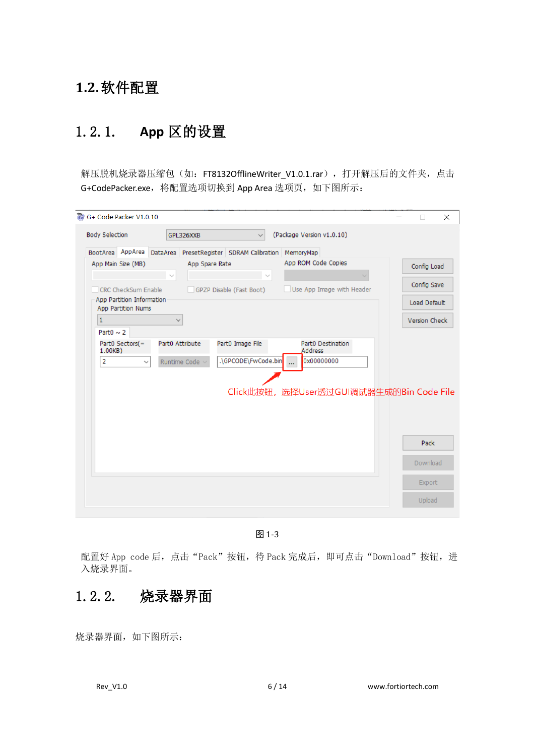## 1.2. 软件配置

### 1.2.1. App 区的设置

解压脱机烧录器压缩包（如：FT8132OfflineWriter_V1.0.1.rar），打开解压后的文件夹，点击 G+CodePacker.exe，将配置选项切换到 App Area 选项页，如下图所示：

图 1-3

配置好 App code 后，点击“Pack”按钮，待 Pack 完成后，即可点击“Download”按钮，进入烧录界面。

### 1.2.2. 烧录器界面

烧录器界面，如下图所示：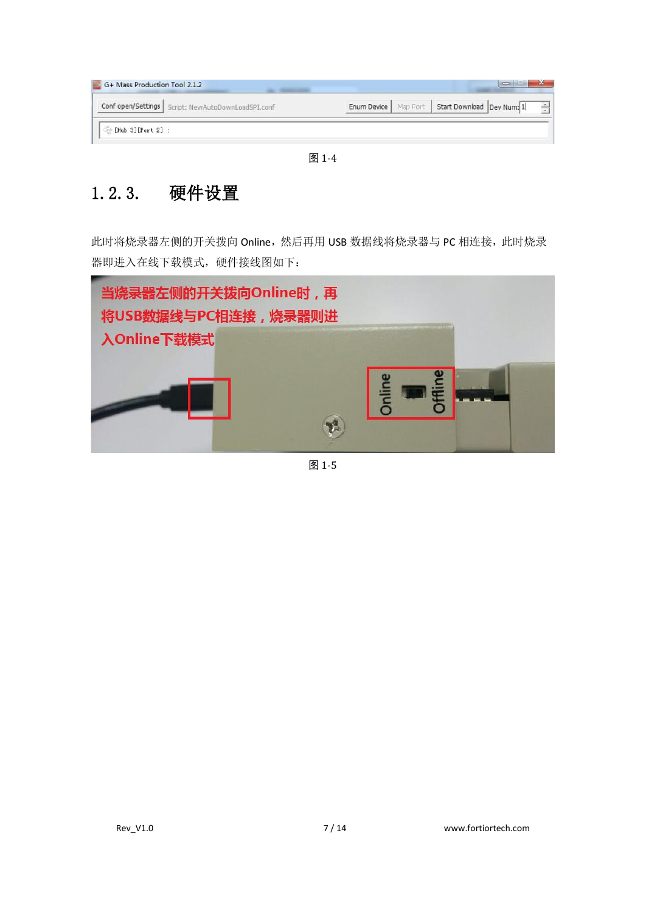图 1-4

### 1.2.3. 硬件设置

此时将烧录器左侧的开关拨向 Online，然后再用 USB 数据线将烧录器与 PC 相连接，此时烧录器即进入在线下载模式，硬件接线图如下：

图 1-5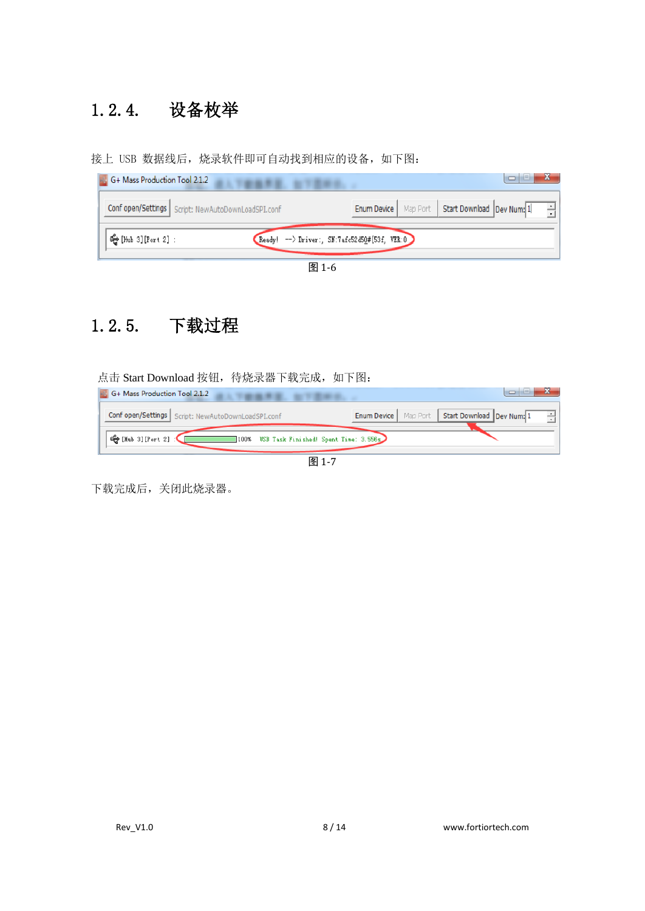### 1.2.4. 设备枚举

接上 USB 数据线后，烧录软件即可自动找到相应的设备，如下图：

图 1-6

### 1.2.5. 下载过程

点击 Start Download 按钮，待烧录器下载完成，如下图：

图 1-7

下载完成后，关闭此烧录器。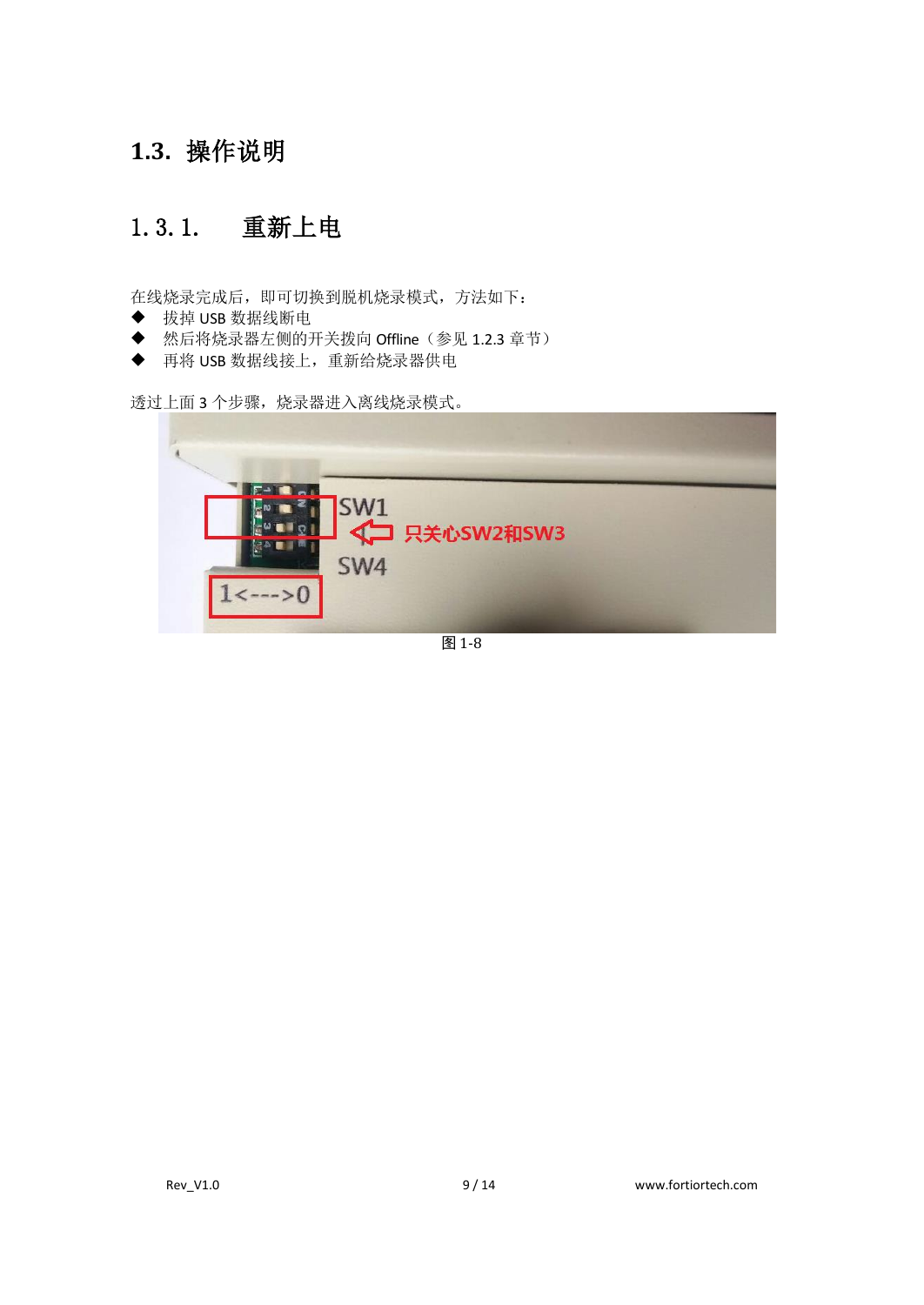## 1.3. 操作说明

### 1.3.1. 重新上电

在线烧录完成后，即可切换到脱机烧录模式，方法如下：

- 拔掉 USB 数据线断电
- 然后将烧录器左侧的开关拨向 Offline（参见 1.2.3 章节）
- 再将 USB 数据线接上，重新给烧录器供电

透过上面 3 个步骤，烧录器进入离线烧录模式。

图 1-8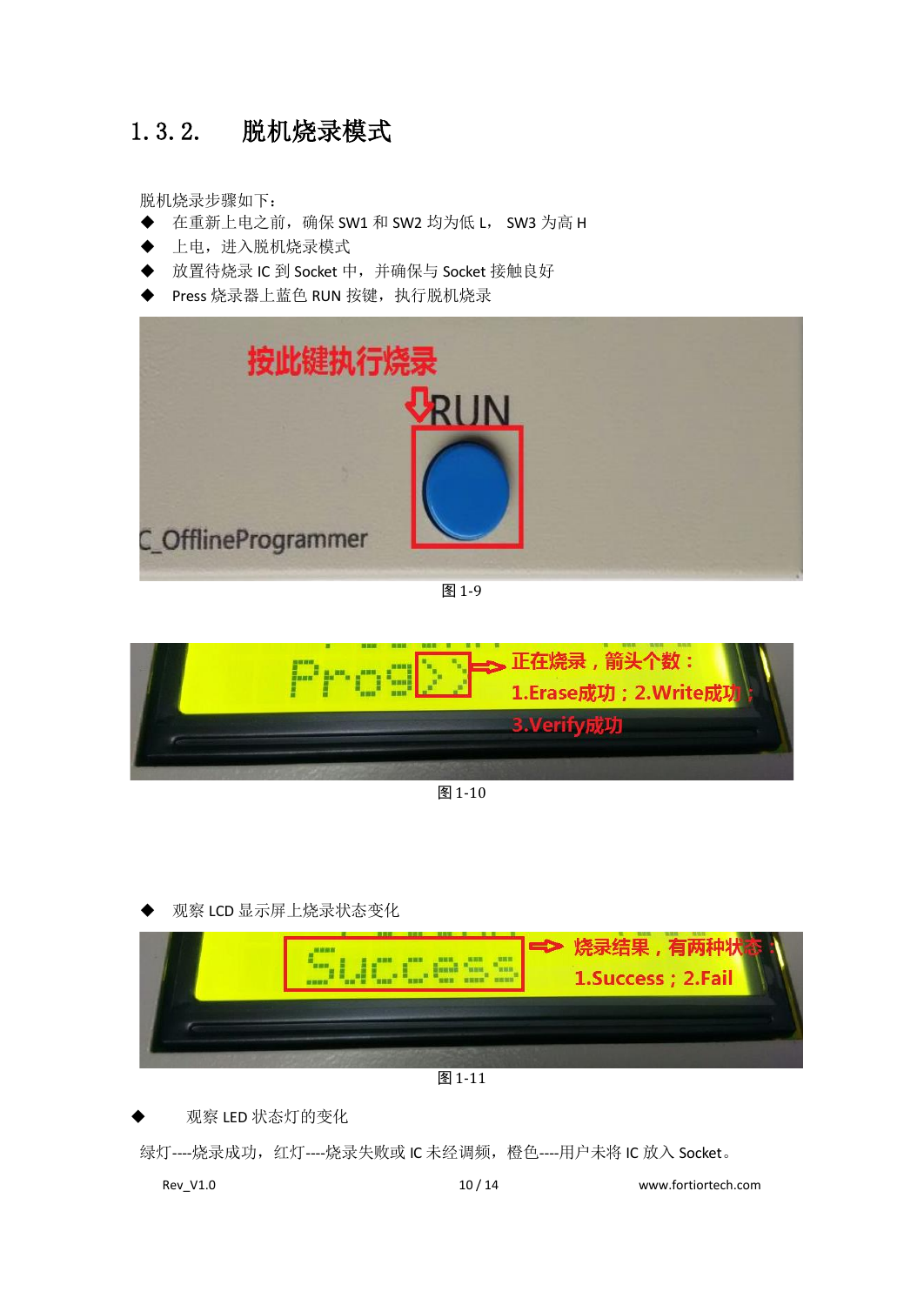### 1.3.2. 脱机烧录模式

脱机烧录步骤如下：

- 在重新上电之前，确保 SW1 和 SW2 均为低 L， SW3 为高 H
- 上电，进入脱机烧录模式
- 放置待烧录 IC 到 Socket 中，并确保与 Socket 接触良好
- Press 烧录器上蓝色 RUN 按键，执行脱机烧录

图 1-9

图 1-10

- 观察 LCD 显示屏上烧录状态变化

图 1-11

- 观察 LED 状态灯的变化

绿灯----烧录成功，红灯----烧录失败或 IC 未经调频，橙色----用户未将 IC 放入 Socket。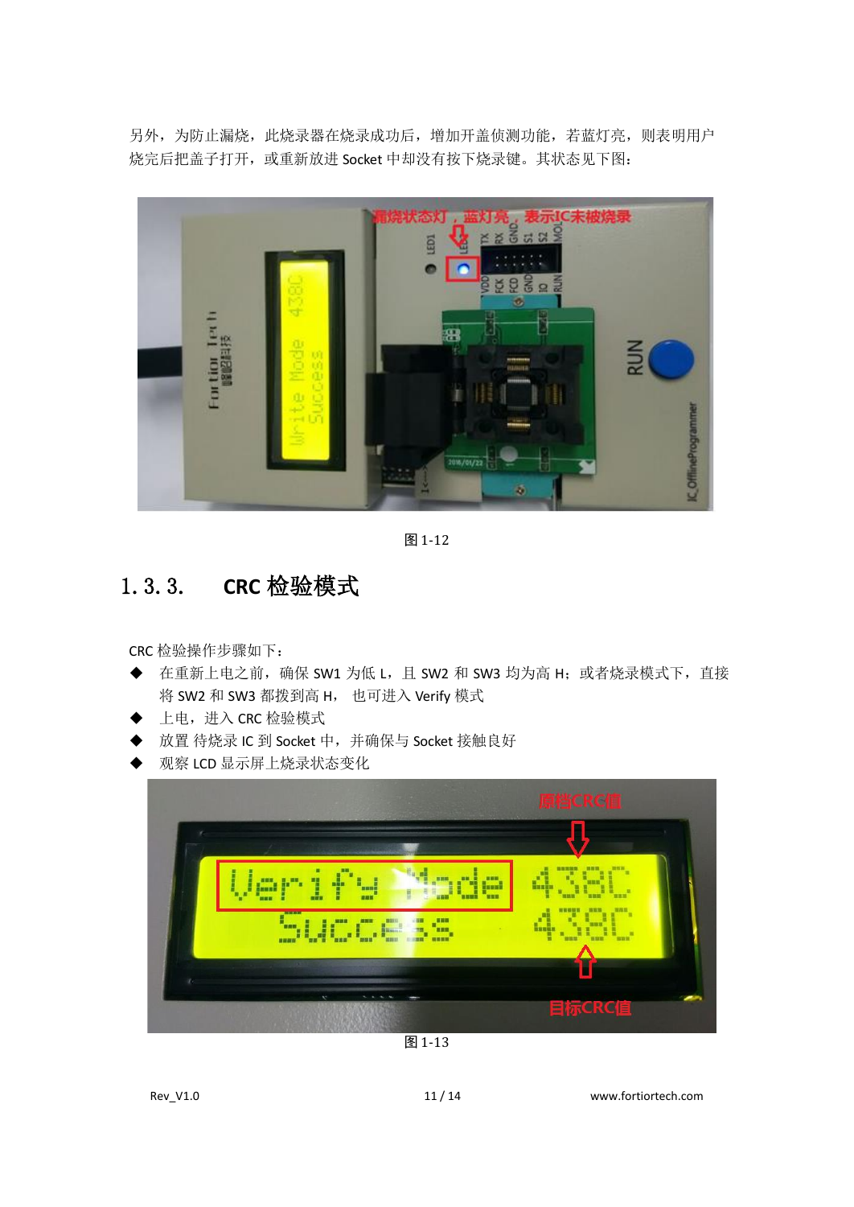另外，为防止漏烧，此烧录器在烧录成功后，增加开盖侦测功能，若蓝灯亮，则表明用户烧完后把盖子打开，或重新放进 Socket 中却没有按下烧录键。其状态见下图：

图 1-12

### 1.3.3. CRC 检验模式

CRC 检验操作步骤如下：

- 在重新上电之前，确保 SW1 为低 L，且 SW2 和 SW3 均为高 H；或者烧录模式下，直接将 SW2 和 SW3 都拨到高 H， 也可进入 Verify 模式
- 上电，进入 CRC 检验模式
- 放置 待烧录 IC 到 Socket 中，并确保与 Socket 接触良好
- 观察 LCD 显示屏上烧录状态变化

图 1-13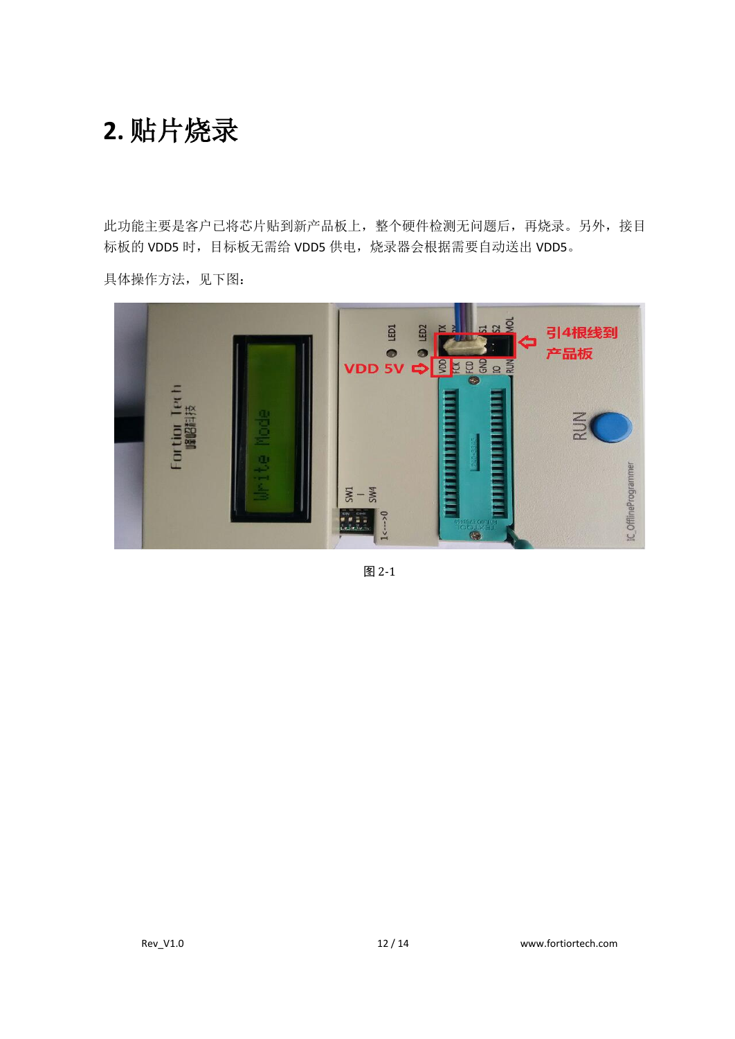# 2. 贴片烧录

此功能主要是客户已将芯片贴到新产品板上，整个硬件检测无问题后，再烧录。另外，接目标板的 VDD5 时，目标板无需给 VDD5 供电，烧录器会根据需要自动送出 VDD5。

具体操作方法，见下图：

图 2-1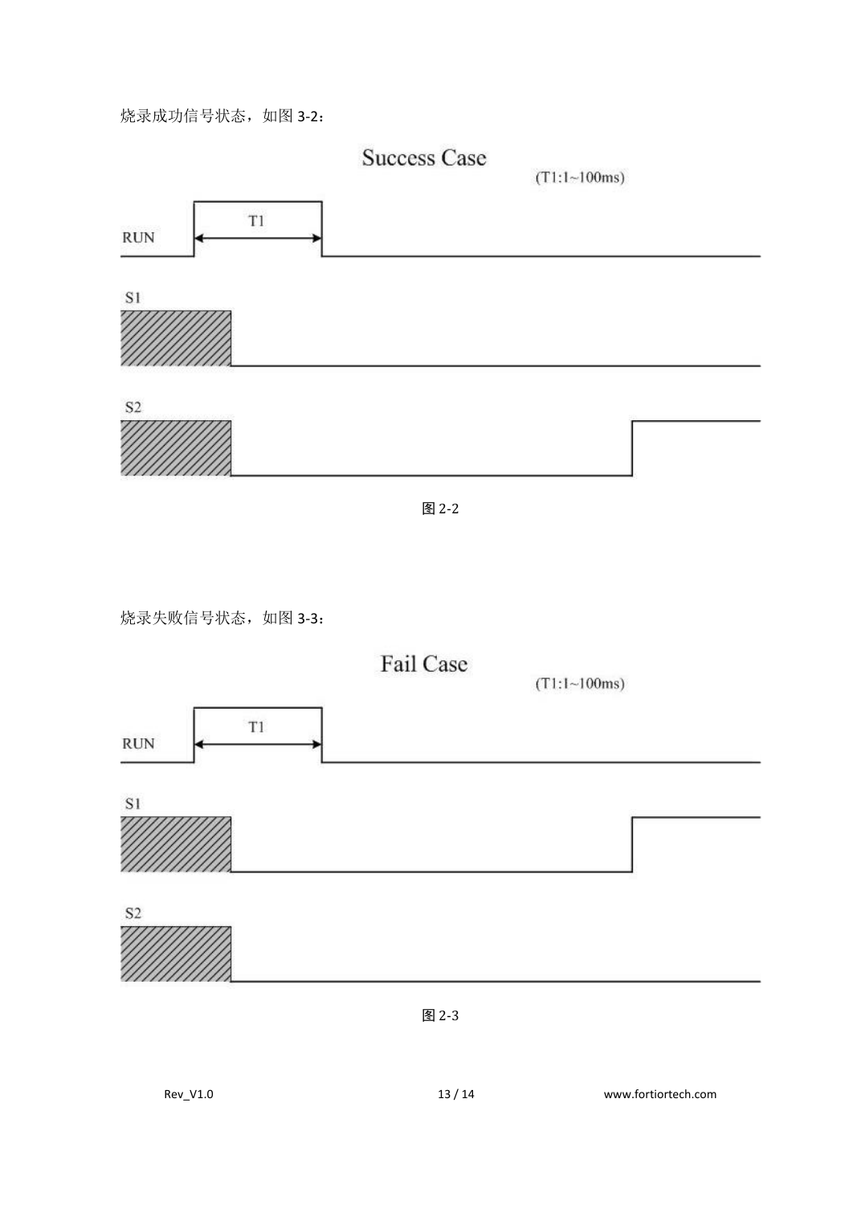烧录成功信号状态，如图 3-2：

Success Case

(T1:1~100ms)

RUN

T1

S1

S2

图 2-2

烧录失败信号状态，如图 3-3：

Fail Case

(T1:1~100ms)

RUN

T1

S1

S2

图 2-3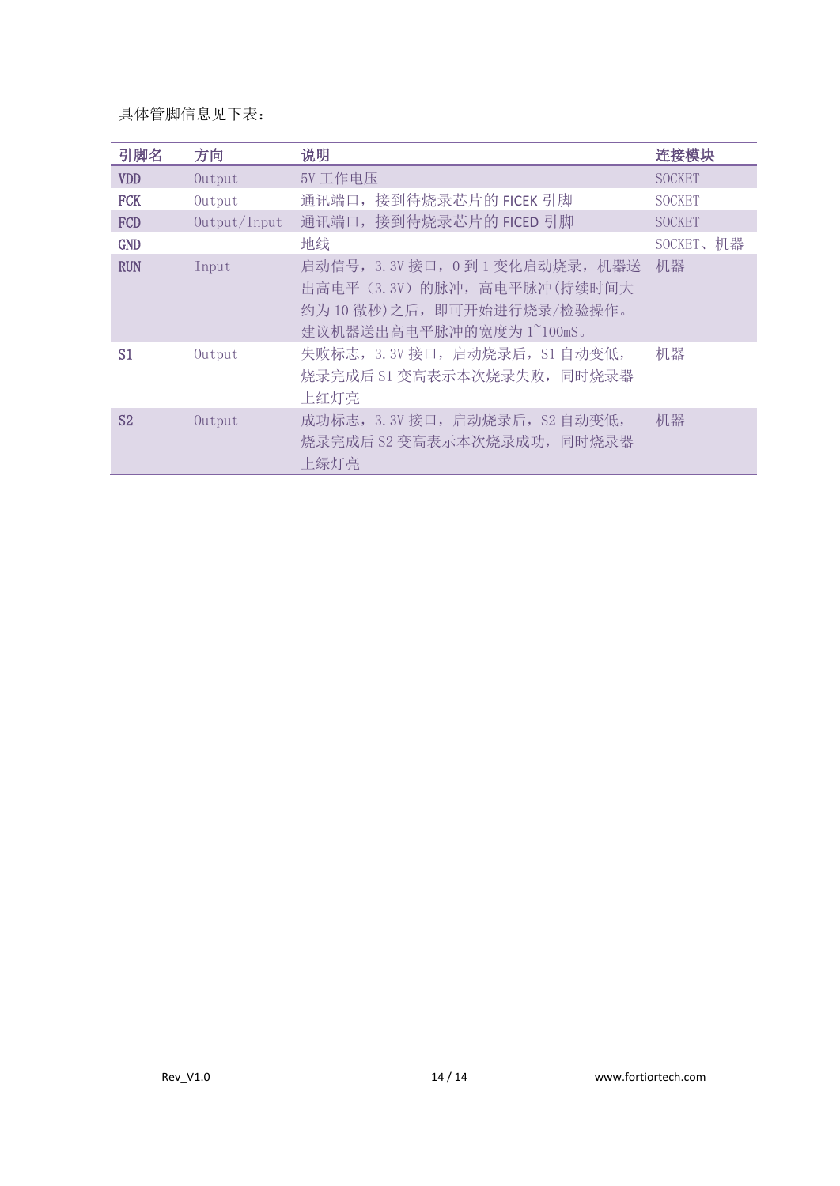具体管脚信息见下表：

| 引脚名 | 方向 | 说明 | 连接模块 |
| --- | --- | --- | --- |
| VDD | Output | 5V 工作电压 | SOCKET |
| FCK | Output | 通讯端口，接到待烧录芯片的 FICEK 引脚 | SOCKET |
| FCD | Output/Input | 通讯端口，接到待烧录芯片的 FICED 引脚 | SOCKET |
| GND | | 地线 | SOCKET、机器 |
| RUN | Input | 启动信号，3.3V 接口，0 到 1 变化启动烧录，机器送出高电平（3.3V）的脉冲，高电平脉冲(持续时间大约为 10 微秒)之后，即可开始进行烧录/检验操作。建议机器送出高电平脉冲的宽度为 1~100mS。 | 机器 |
| S1 | Output | 失败标志，3.3V 接口，启动烧录后，S1 自动变低，烧录完成后 S1 变高表示本次烧录失败，同时烧录器上红灯亮 | 机器 |
| S2 | Output | 成功标志，3.3V 接口，启动烧录后，S2 自动变低，烧录完成后 S2 变高表示本次烧录成功，同时烧录器上绿灯亮 | 机器 |